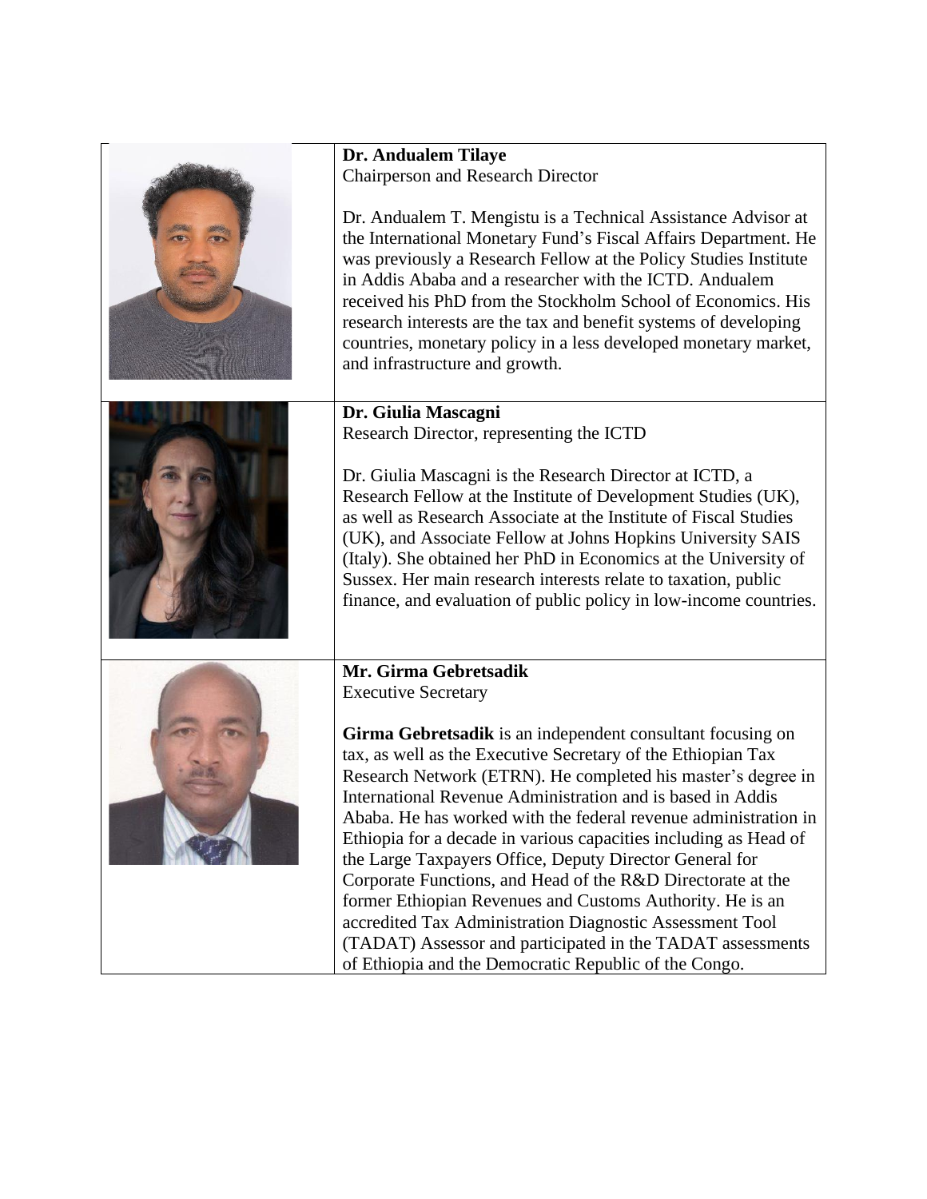**Dr. Andualem Tilaye**
Chairperson and Research Director

Dr. Andualem T. Mengistu is a Technical Assistance Advisor at the International Monetary Fund's Fiscal Affairs Department. He was previously a Research Fellow at the Policy Studies Institute in Addis Ababa and a researcher with the ICTD. Andualem received his PhD from the Stockholm School of Economics. His research interests are the tax and benefit systems of developing countries, monetary policy in a less developed monetary market, and infrastructure and growth.

**Dr. Giulia Mascagni**
Research Director, representing the ICTD

Dr. Giulia Mascagni is the Research Director at ICTD, a Research Fellow at the Institute of Development Studies (UK), as well as Research Associate at the Institute of Fiscal Studies (UK), and Associate Fellow at Johns Hopkins University SAIS (Italy). She obtained her PhD in Economics at the University of Sussex. Her main research interests relate to taxation, public finance, and evaluation of public policy in low-income countries.

**Mr. Girma Gebretsadik**
Executive Secretary

**Girma Gebretsadik** is an independent consultant focusing on tax, as well as the Executive Secretary of the Ethiopian Tax Research Network (ETRN). He completed his master's degree in International Revenue Administration and is based in Addis Ababa. He has worked with the federal revenue administration in Ethiopia for a decade in various capacities including as Head of the Large Taxpayers Office, Deputy Director General for Corporate Functions, and Head of the R&D Directorate at the former Ethiopian Revenues and Customs Authority. He is an accredited Tax Administration Diagnostic Assessment Tool (TADAT) Assessor and participated in the TADAT assessments of Ethiopia and the Democratic Republic of the Congo.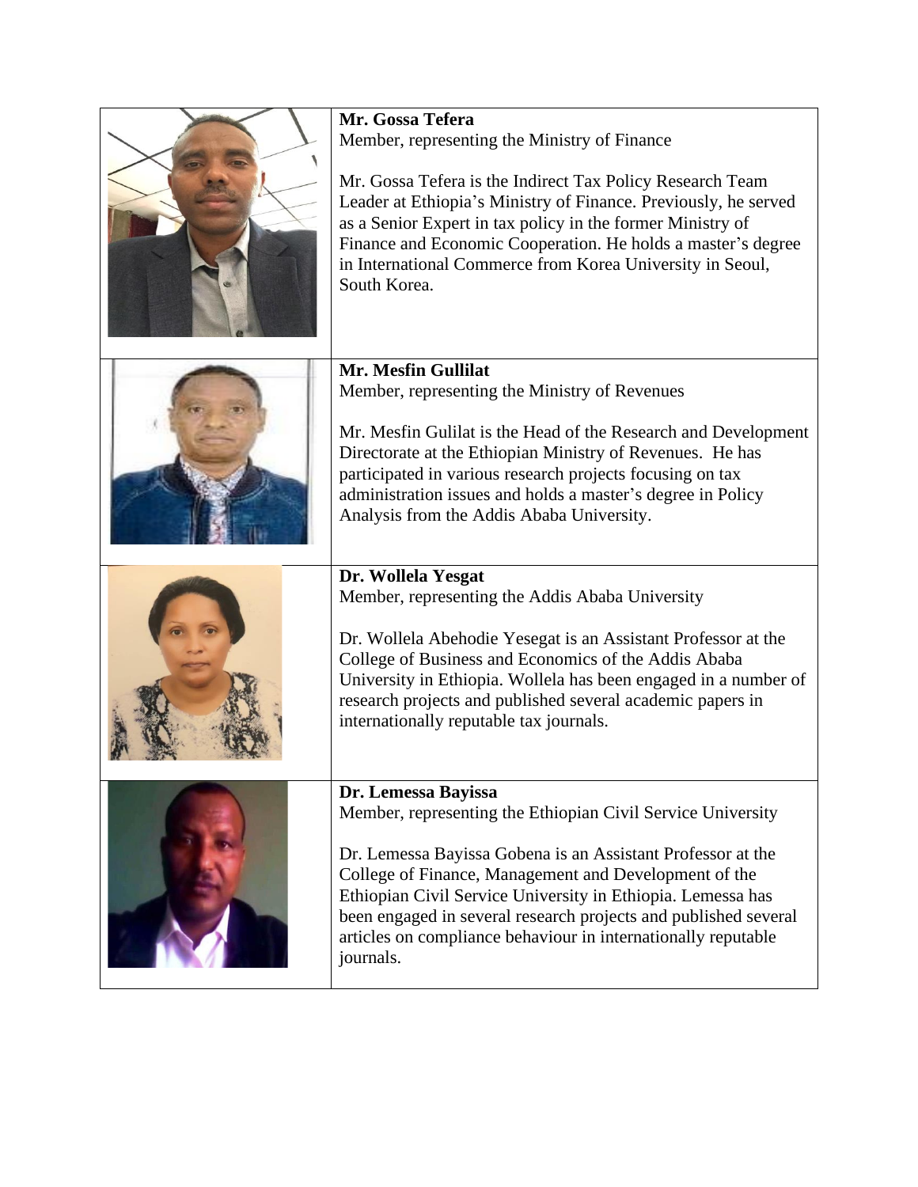| | |
|---|---|
| | **Mr. Gossa Tefera**<br>Member, representing the Ministry of Finance<br><br>Mr. Gossa Tefera is the Indirect Tax Policy Research Team Leader at Ethiopia's Ministry of Finance. Previously, he served as a Senior Expert in tax policy in the former Ministry of Finance and Economic Cooperation. He holds a master's degree in International Commerce from Korea University in Seoul, South Korea. |
| | **Mr. Mesfin Gullilat**<br>Member, representing the Ministry of Revenues<br><br>Mr. Mesfin Gulilat is the Head of the Research and Development Directorate at the Ethiopian Ministry of Revenues. He has participated in various research projects focusing on tax administration issues and holds a master's degree in Policy Analysis from the Addis Ababa University. |
| | **Dr. Wollela Yesgat**<br>Member, representing the Addis Ababa University<br><br>Dr. Wollela Abehodie Yesegat is an Assistant Professor at the College of Business and Economics of the Addis Ababa University in Ethiopia. Wollela has been engaged in a number of research projects and published several academic papers in internationally reputable tax journals. |
| | **Dr. Lemessa Bayissa**<br>Member, representing the Ethiopian Civil Service University<br><br>Dr. Lemessa Bayissa Gobena is an Assistant Professor at the College of Finance, Management and Development of the Ethiopian Civil Service University in Ethiopia. Lemessa has been engaged in several research projects and published several articles on compliance behaviour in internationally reputable journals. |